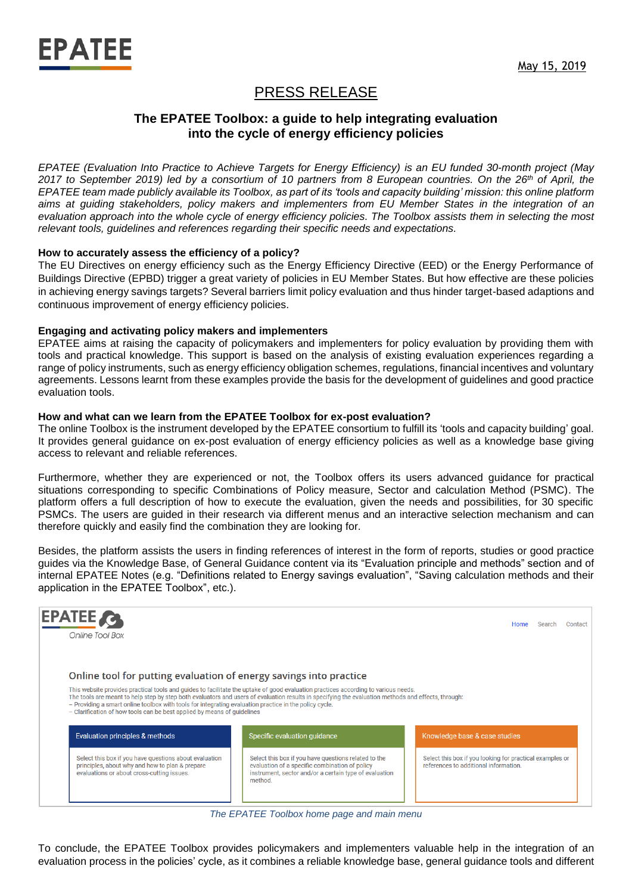May 15, 2019

# PRESS RELEASE

## The EPATEE Toolbox: a guide to help integrating evaluation into the cycle of energy efficiency policies

*EPATEE (Evaluation Into Practice to Achieve Targets for Energy Efficiency) is an EU funded 30-month project (May 2017 to September 2019) led by a consortium of 10 partners from 8 European countries. On the 26th of April, the EPATEE team made publicly available its Toolbox, as part of its 'tools and capacity building' mission: this online platform aims at guiding stakeholders, policy makers and implementers from EU Member States in the integration of an evaluation approach into the whole cycle of energy efficiency policies. The Toolbox assists them in selecting the most relevant tools, guidelines and references regarding their specific needs and expectations.*

### How to accurately assess the efficiency of a policy?

The EU Directives on energy efficiency such as the Energy Efficiency Directive (EED) or the Energy Performance of Buildings Directive (EPBD) trigger a great variety of policies in EU Member States. But how effective are these policies in achieving energy savings targets? Several barriers limit policy evaluation and thus hinder target-based adaptions and continuous improvement of energy efficiency policies.

### Engaging and activating policy makers and implementers

EPATEE aims at raising the capacity of policymakers and implementers for policy evaluation by providing them with tools and practical knowledge. This support is based on the analysis of existing evaluation experiences regarding a range of policy instruments, such as energy efficiency obligation schemes, regulations, financial incentives and voluntary agreements. Lessons learnt from these examples provide the basis for the development of guidelines and good practice evaluation tools.

### How and what can we learn from the EPATEE Toolbox for ex-post evaluation?

The online Toolbox is the instrument developed by the EPATEE consortium to fulfill its 'tools and capacity building' goal. It provides general guidance on ex-post evaluation of energy efficiency policies as well as a knowledge base giving access to relevant and reliable references.

Furthermore, whether they are experienced or not, the Toolbox offers its users advanced guidance for practical situations corresponding to specific Combinations of Policy measure, Sector and calculation Method (PSMC). The platform offers a full description of how to execute the evaluation, given the needs and possibilities, for 30 specific PSMCs. The users are guided in their research via different menus and an interactive selection mechanism and can therefore quickly and easily find the combination they are looking for.

Besides, the platform assists the users in finding references of interest in the form of reports, studies or good practice guides via the Knowledge Base, of General Guidance content via its "Evaluation principle and methods" section and of internal EPATEE Notes (e.g. "Definitions related to Energy savings evaluation", "Saving calculation methods and their application in the EPATEE Toolbox", etc.).

*The EPATEE Toolbox home page and main menu*

To conclude, the EPATEE Toolbox provides policymakers and implementers valuable help in the integration of an evaluation process in the policies' cycle, as it combines a reliable knowledge base, general guidance tools and different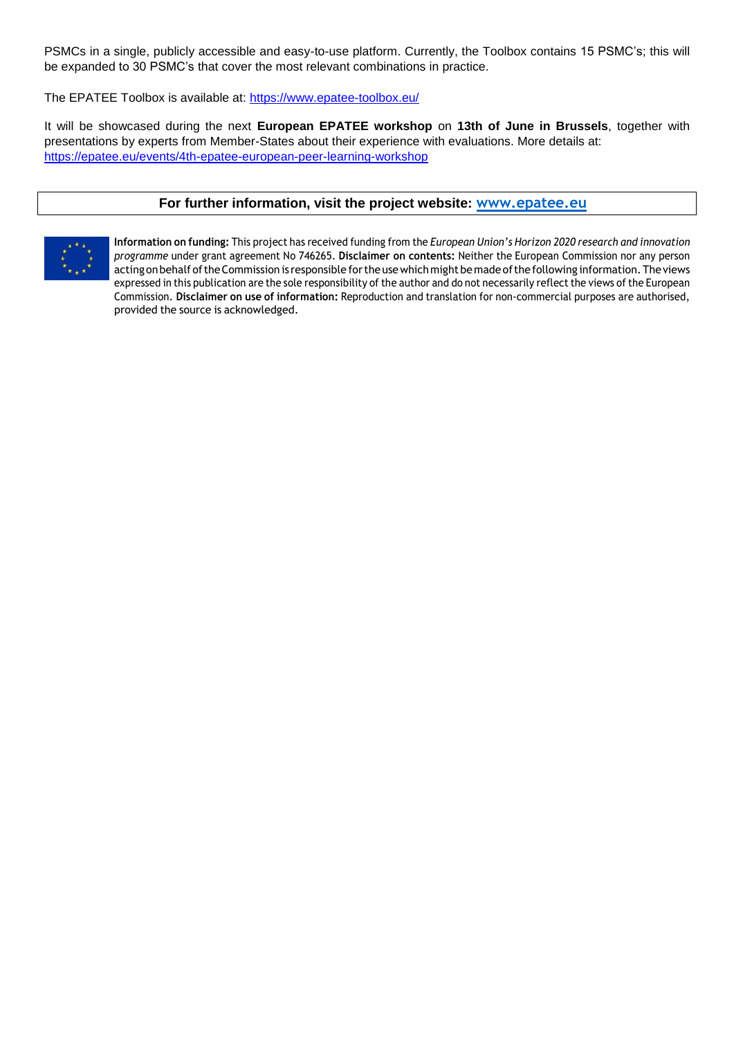PSMCs in a single, publicly accessible and easy-to-use platform. Currently, the Toolbox contains 15 PSMC's; this will be expanded to 30 PSMC's that cover the most relevant combinations in practice.

The EPATEE Toolbox is available at: https://www.epatee-toolbox.eu/

It will be showcased during the next **European EPATEE workshop** on **13th of June in Brussels**, together with presentations by experts from Member-States about their experience with evaluations. More details at: https://epatee.eu/events/4th-epatee-european-peer-learning-workshop

**For further information, visit the project website: www.epatee.eu**

**Information on funding:** This project has received funding from the *European Union's Horizon 2020 research and innovation programme* under grant agreement No 746265. **Disclaimer on contents:** Neither the European Commission nor any person acting on behalf of the Commission is responsible for the use which might be made of the following information. The views expressed in this publication are the sole responsibility of the author and do not necessarily reflect the views of the European Commission. **Disclaimer on use of information:** Reproduction and translation for non-commercial purposes are authorised, provided the source is acknowledged.